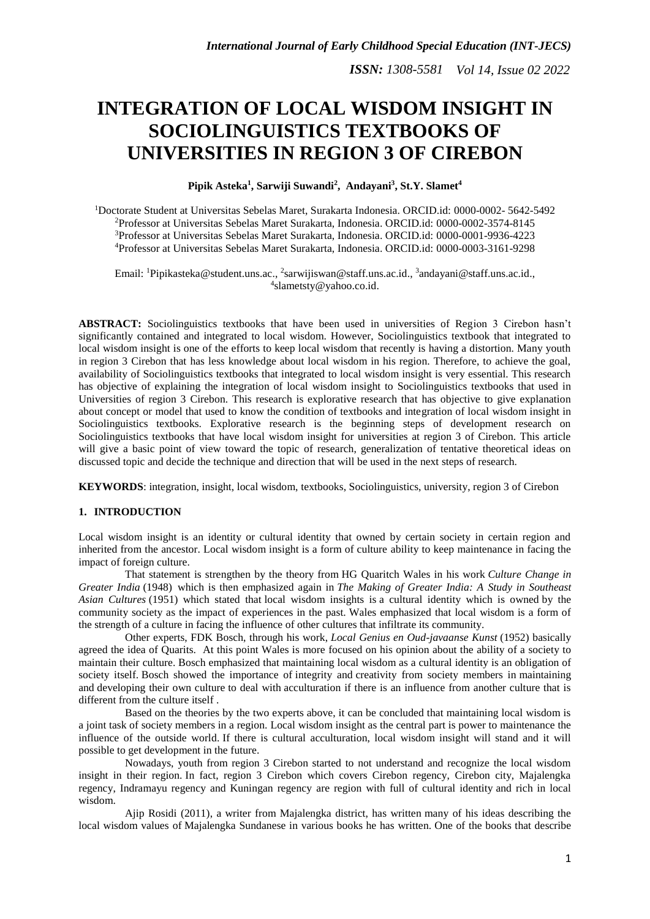# INTEGRATION OF LOCAL WISDOM INSIGHT IN SOCIOLINGUISTICS TEXTBOOKS OF UNIVERSITIES IN REGION 3 OF CIREBON

**Pipik Asteka[1], Sarwiji Suwandi[2], Andayani[3], St.Y. Slamet[4]**

[1]Doctorate Student at Universitas Sebelas Maret, Surakarta Indonesia. ORCID.id: 0000-0002- 5642-5492
[2]Professor at Universitas Sebelas Maret Surakarta, Indonesia. ORCID.id: 0000-0002-3574-8145
[3]Professor at Universitas Sebelas Maret Surakarta, Indonesia. ORCID.id: 0000-0001-9936-4223
[4]Professor at Universitas Sebelas Maret Surakarta, Indonesia. ORCID.id: 0000-0003-3161-9298

Email: [1]Pipikasteka@student.uns.ac., [2]sarwijiswan@staff.uns.ac.id., [3]andayani@staff.uns.ac.id., [4]slametsty@yahoo.co.id.

**ABSTRACT:** Sociolinguistics textbooks that have been used in universities of Region 3 Cirebon hasn't significantly contained and integrated to local wisdom. However, Sociolinguistics textbook that integrated to local wisdom insight is one of the efforts to keep local wisdom that recently is having a distortion. Many youth in region 3 Cirebon that has less knowledge about local wisdom in his region. Therefore, to achieve the goal, availability of Sociolinguistics textbooks that integrated to local wisdom insight is very essential. This research has objective of explaining the integration of local wisdom insight to Sociolinguistics textbooks that used in Universities of region 3 Cirebon. This research is explorative research that has objective to give explanation about concept or model that used to know the condition of textbooks and integration of local wisdom insight in Sociolinguistics textbooks. Explorative research is the beginning steps of development research on Sociolinguistics textbooks that have local wisdom insight for universities at region 3 of Cirebon. This article will give a basic point of view toward the topic of research, generalization of tentative theoretical ideas on discussed topic and decide the technique and direction that will be used in the next steps of research.

**KEYWORDS**: integration, insight, local wisdom, textbooks, Sociolinguistics, university, region 3 of Cirebon

## 1. INTRODUCTION

Local wisdom insight is an identity or cultural identity that owned by certain society in certain region and inherited from the ancestor. Local wisdom insight is a form of culture ability to keep maintenance in facing the impact of foreign culture.

That statement is strengthen by the theory from HG Quaritch Wales in his work *Culture Change in Greater India* (1948) which is then emphasized again in *The Making of Greater India: A Study in Southeast Asian Cultures* (1951) which stated that local wisdom insights is a cultural identity which is owned by the community society as the impact of experiences in the past. Wales emphasized that local wisdom is a form of the strength of a culture in facing the influence of other cultures that infiltrate its community.

Other experts, FDK Bosch, through his work, *Local Genius en Oud-javaanse Kunst* (1952) basically agreed the idea of Quarits. At this point Wales is more focused on his opinion about the ability of a society to maintain their culture. Bosch emphasized that maintaining local wisdom as a cultural identity is an obligation of society itself. Bosch showed the importance of integrity and creativity from society members in maintaining and developing their own culture to deal with acculturation if there is an influence from another culture that is different from the culture itself .

Based on the theories by the two experts above, it can be concluded that maintaining local wisdom is a joint task of society members in a region. Local wisdom insight as the central part is power to maintenance the influence of the outside world. If there is cultural acculturation, local wisdom insight will stand and it will possible to get development in the future.

Nowadays, youth from region 3 Cirebon started to not understand and recognize the local wisdom insight in their region. In fact, region 3 Cirebon which covers Cirebon regency, Cirebon city, Majalengka regency, Indramayu regency and Kuningan regency are region with full of cultural identity and rich in local wisdom.

Ajip Rosidi (2011), a writer from Majalengka district, has written many of his ideas describing the local wisdom values of Majalengka Sundanese in various books he has written. One of the books that describe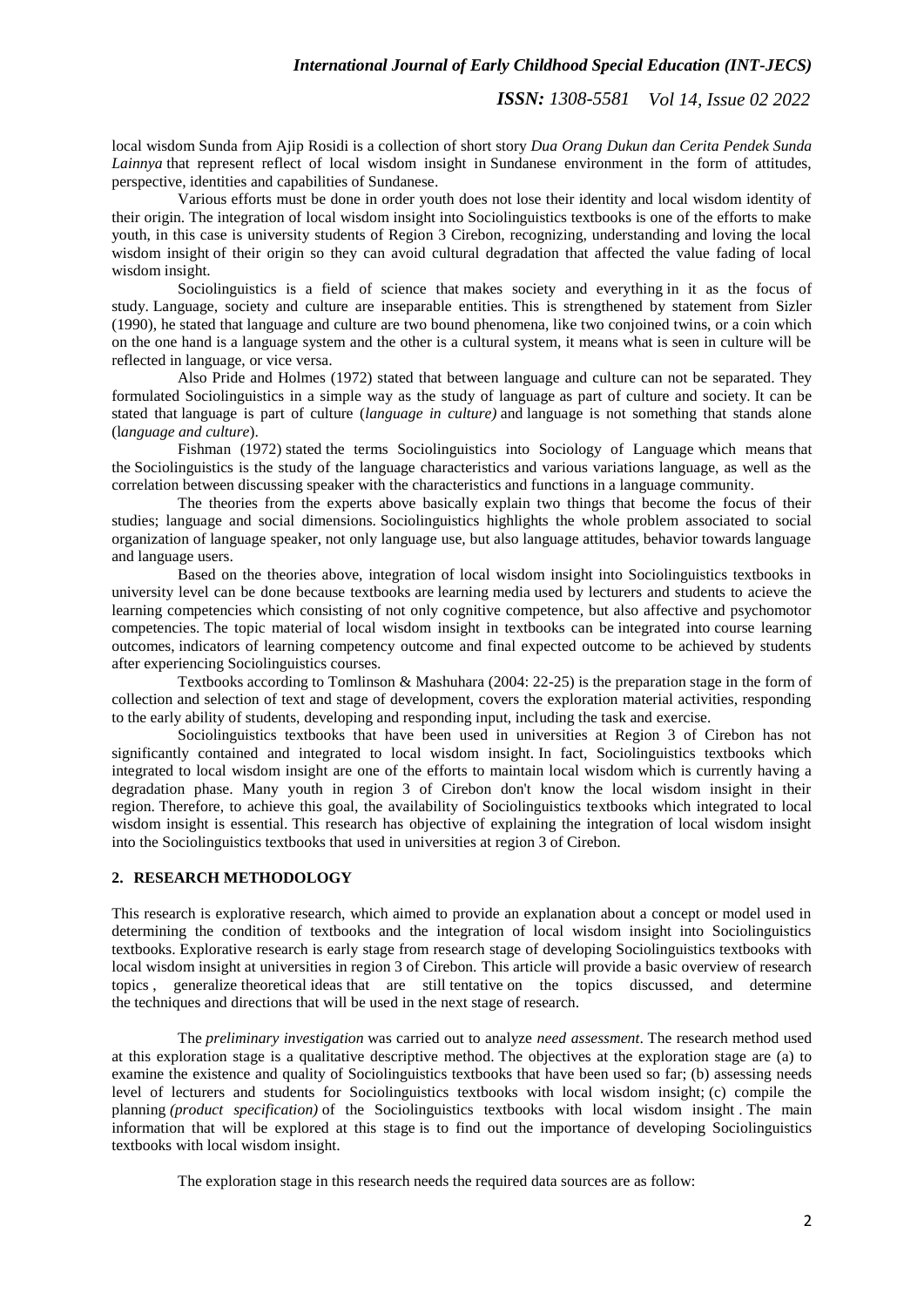local wisdom Sunda from Ajip Rosidi is a collection of short story *Dua Orang Dukun dan Cerita Pendek Sunda Lainnya* that represent reflect of local wisdom insight in Sundanese environment in the form of attitudes, perspective, identities and capabilities of Sundanese.

Various efforts must be done in order youth does not lose their identity and local wisdom identity of their origin. The integration of local wisdom insight into Sociolinguistics textbooks is one of the efforts to make youth, in this case is university students of Region 3 Cirebon, recognizing, understanding and loving the local wisdom insight of their origin so they can avoid cultural degradation that affected the value fading of local wisdom insight.

Sociolinguistics is a field of science that makes society and everything in it as the focus of study. Language, society and culture are inseparable entities. This is strengthened by statement from Sizler (1990), he stated that language and culture are two bound phenomena, like two conjoined twins, or a coin which on the one hand is a language system and the other is a cultural system, it means what is seen in culture will be reflected in language, or vice versa.

Also Pride and Holmes (1972) stated that between language and culture can not be separated. They formulated Sociolinguistics in a simple way as the study of language as part of culture and society. It can be stated that language is part of culture (*language in culture)* and language is not something that stands alone (*language and culture*).

Fishman (1972) stated the terms Sociolinguistics into Sociology of Language which means that the Sociolinguistics is the study of the language characteristics and various variations language, as well as the correlation between discussing speaker with the characteristics and functions in a language community.

The theories from the experts above basically explain two things that become the focus of their studies; language and social dimensions. Sociolinguistics highlights the whole problem associated to social organization of language speaker, not only language use, but also language attitudes, behavior towards language and language users.

Based on the theories above, integration of local wisdom insight into Sociolinguistics textbooks in university level can be done because textbooks are learning media used by lecturers and students to acieve the learning competencies which consisting of not only cognitive competence, but also affective and psychomotor competencies. The topic material of local wisdom insight in textbooks can be integrated into course learning outcomes, indicators of learning competency outcome and final expected outcome to be achieved by students after experiencing Sociolinguistics courses.

Textbooks according to Tomlinson & Mashuhara (2004: 22-25) is the preparation stage in the form of collection and selection of text and stage of development, covers the exploration material activities, responding to the early ability of students, developing and responding input, including the task and exercise.

Sociolinguistics textbooks that have been used in universities at Region 3 of Cirebon has not significantly contained and integrated to local wisdom insight. In fact, Sociolinguistics textbooks which integrated to local wisdom insight are one of the efforts to maintain local wisdom which is currently having a degradation phase. Many youth in region 3 of Cirebon don't know the local wisdom insight in their region. Therefore, to achieve this goal, the availability of Sociolinguistics textbooks which integrated to local wisdom insight is essential. This research has objective of explaining the integration of local wisdom insight into the Sociolinguistics textbooks that used in universities at region 3 of Cirebon.

## 2. RESEARCH METHODOLOGY

This research is explorative research, which aimed to provide an explanation about a concept or model used in determining the condition of textbooks and the integration of local wisdom insight into Sociolinguistics textbooks. Explorative research is early stage from research stage of developing Sociolinguistics textbooks with local wisdom insight at universities in region 3 of Cirebon. This article will provide a basic overview of research topics , generalize theoretical ideas that are still tentative on the topics discussed, and determine the techniques and directions that will be used in the next stage of research.

The *preliminary investigation* was carried out to analyze *need assessment*. The research method used at this exploration stage is a qualitative descriptive method. The objectives at the exploration stage are (a) to examine the existence and quality of Sociolinguistics textbooks that have been used so far; (b) assessing needs level of lecturers and students for Sociolinguistics textbooks with local wisdom insight; (c) compile the planning *(product specification)* of the Sociolinguistics textbooks with local wisdom insight . The main information that will be explored at this stage is to find out the importance of developing Sociolinguistics textbooks with local wisdom insight.

The exploration stage in this research needs the required data sources are as follow: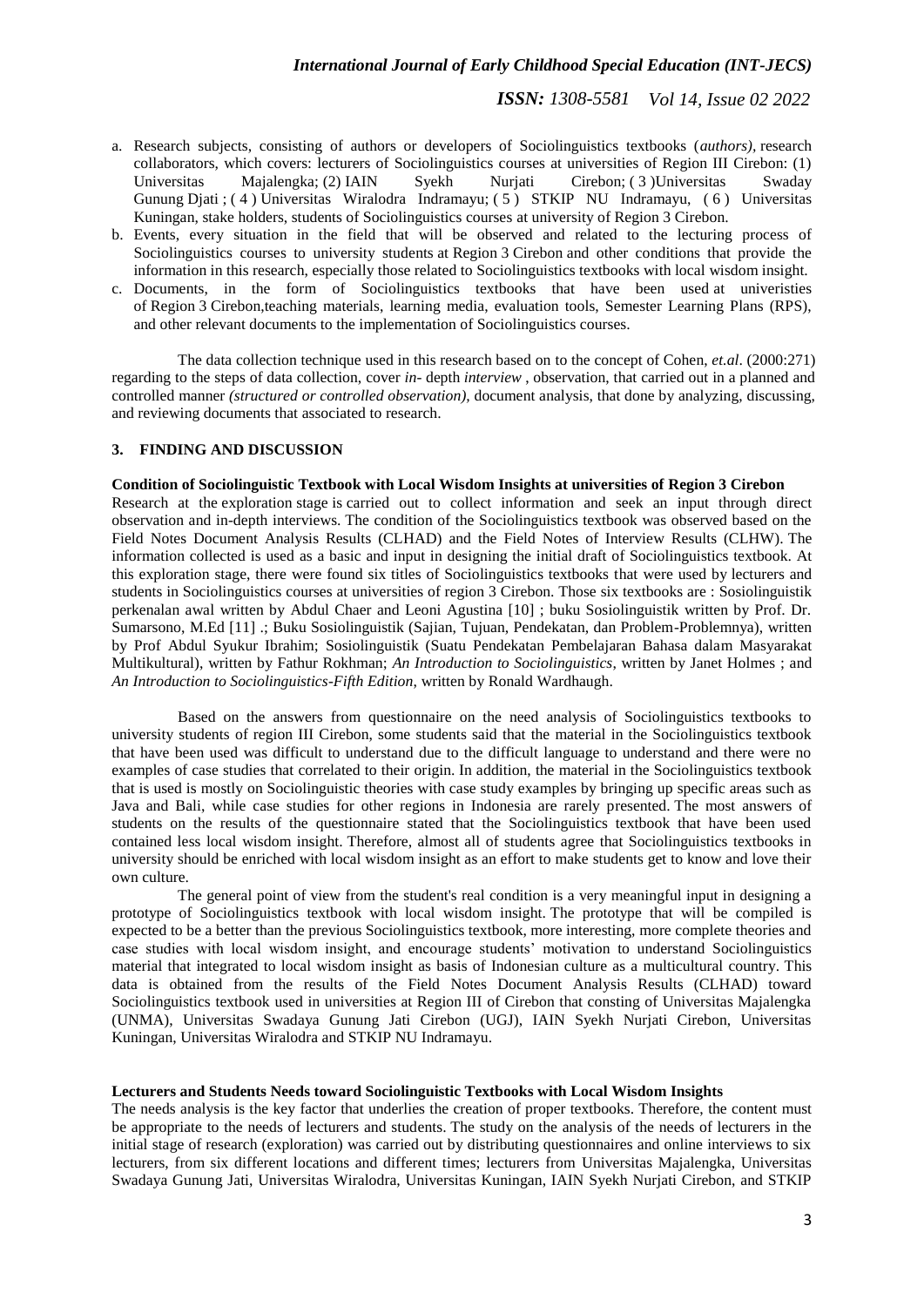a. Research subjects, consisting of authors or developers of Sociolinguistics textbooks (*authors)*, research collaborators, which covers: lecturers of Sociolinguistics courses at universities of Region III Cirebon: (1) Universitas Majalengka; (2) IAIN Syekh Nurjati Cirebon; ( 3 )Universitas Swaday Gunung Djati ; ( 4 ) Universitas Wiralodra Indramayu; ( 5 ) STKIP NU Indramayu, ( 6 ) Universitas Kuningan, stake holders, students of Sociolinguistics courses at university of Region 3 Cirebon.
b. Events, every situation in the field that will be observed and related to the lecturing process of Sociolinguistics courses to university students at Region 3 Cirebon and other conditions that provide the information in this research, especially those related to Sociolinguistics textbooks with local wisdom insight.
c. Documents, in the form of Sociolinguistics textbooks that have been used at univeristies of Region 3 Cirebon,teaching materials, learning media, evaluation tools, Semester Learning Plans (RPS), and other relevant documents to the implementation of Sociolinguistics courses.

The data collection technique used in this research based on to the concept of Cohen, *et.al*. (2000:271) regarding to the steps of data collection, cover *in*- depth *interview* , observation, that carried out in a planned and controlled manner *(structured or controlled observation)*, document analysis, that done by analyzing, discussing, and reviewing documents that associated to research.

## 3. FINDING AND DISCUSSION

### Condition of Sociolinguistic Textbook with Local Wisdom Insights at universities of Region 3 Cirebon

Research at the exploration stage is carried out to collect information and seek an input through direct observation and in-depth interviews. The condition of the Sociolinguistics textbook was observed based on the Field Notes Document Analysis Results (CLHAD) and the Field Notes of Interview Results (CLHW). The information collected is used as a basic and input in designing the initial draft of Sociolinguistics textbook. At this exploration stage, there were found six titles of Sociolinguistics textbooks that were used by lecturers and students in Sociolinguistics courses at universities of region 3 Cirebon. Those six textbooks are : Sosiolinguistik perkenalan awal written by Abdul Chaer and Leoni Agustina [10] ; buku Sosiolinguistik written by Prof. Dr. Sumarsono, M.Ed [11] .; Buku Sosiolinguistik (Sajian, Tujuan, Pendekatan, dan Problem-Problemnya), written by Prof Abdul Syukur Ibrahim; Sosiolinguistik (Suatu Pendekatan Pembelajaran Bahasa dalam Masyarakat Multikultural), written by Fathur Rokhman; *An Introduction to Sociolinguistics*, written by Janet Holmes ; and *An Introduction to Sociolinguistics-Fifth Edition,* written by Ronald Wardhaugh.

Based on the answers from questionnaire on the need analysis of Sociolinguistics textbooks to university students of region III Cirebon, some students said that the material in the Sociolinguistics textbook that have been used was difficult to understand due to the difficult language to understand and there were no examples of case studies that correlated to their origin. In addition, the material in the Sociolinguistics textbook that is used is mostly on Sociolinguistic theories with case study examples by bringing up specific areas such as Java and Bali, while case studies for other regions in Indonesia are rarely presented. The most answers of students on the results of the questionnaire stated that the Sociolinguistics textbook that have been used contained less local wisdom insight. Therefore, almost all of students agree that Sociolinguistics textbooks in university should be enriched with local wisdom insight as an effort to make students get to know and love their own culture.

The general point of view from the student's real condition is a very meaningful input in designing a prototype of Sociolinguistics textbook with local wisdom insight. The prototype that will be compiled is expected to be a better than the previous Sociolinguistics textbook, more interesting, more complete theories and case studies with local wisdom insight, and encourage students' motivation to understand Sociolinguistics material that integrated to local wisdom insight as basis of Indonesian culture as a multicultural country. This data is obtained from the results of the Field Notes Document Analysis Results (CLHAD) toward Sociolinguistics textbook used in universities at Region III of Cirebon that consting of Universitas Majalengka (UNMA), Universitas Swadaya Gunung Jati Cirebon (UGJ), IAIN Syekh Nurjati Cirebon, Universitas Kuningan, Universitas Wiralodra and STKIP NU Indramayu.

### Lecturers and Students Needs toward Sociolinguistic Textbooks with Local Wisdom Insights

The needs analysis is the key factor that underlies the creation of proper textbooks. Therefore, the content must be appropriate to the needs of lecturers and students. The study on the analysis of the needs of lecturers in the initial stage of research (exploration) was carried out by distributing questionnaires and online interviews to six lecturers, from six different locations and different times; lecturers from Universitas Majalengka, Universitas Swadaya Gunung Jati, Universitas Wiralodra, Universitas Kuningan, IAIN Syekh Nurjati Cirebon, and STKIP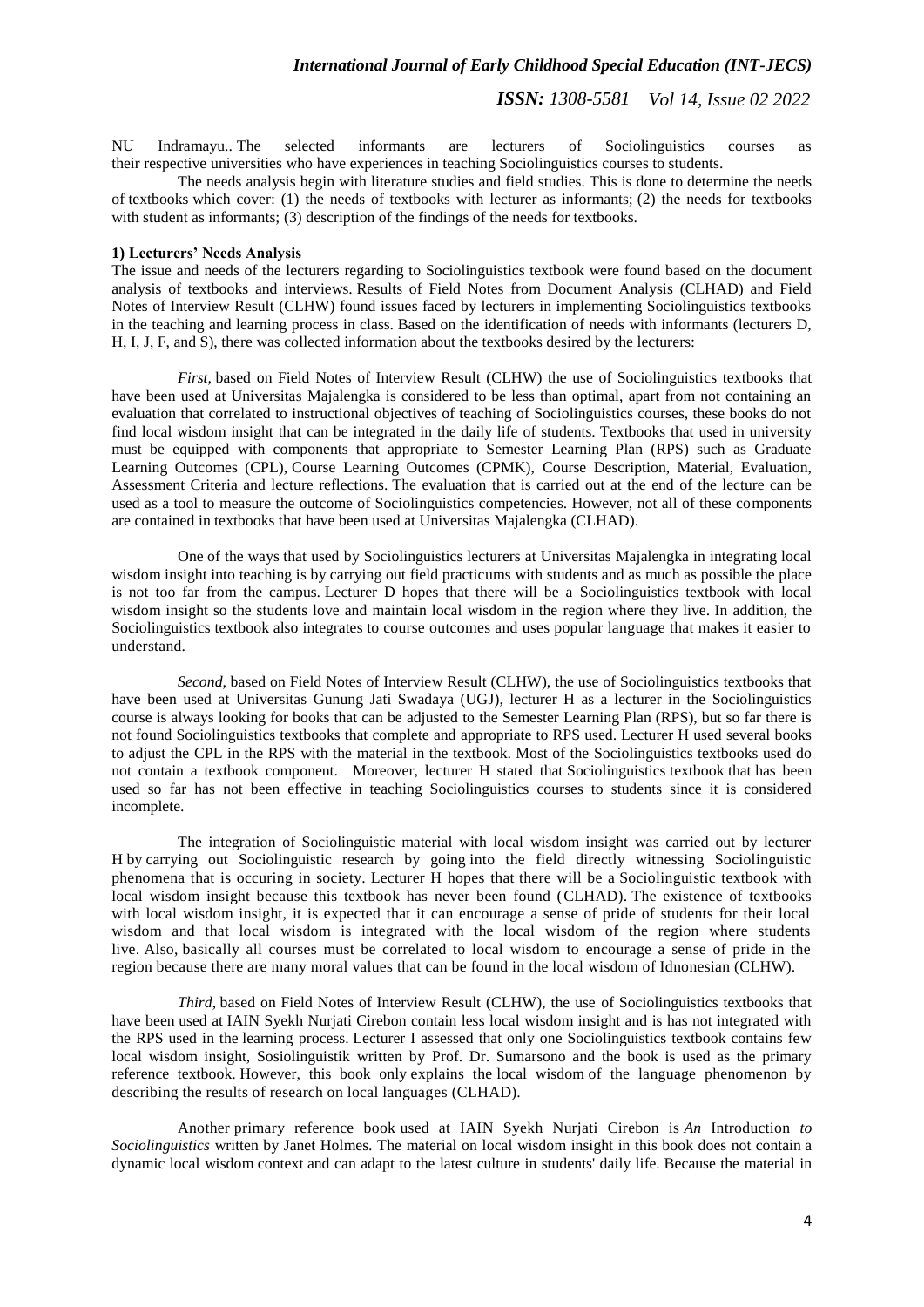NU Indramayu.. The selected informants are lecturers of Sociolinguistics courses as their respective universities who have experiences in teaching Sociolinguistics courses to students.

The needs analysis begin with literature studies and field studies. This is done to determine the needs of textbooks which cover: (1) the needs of textbooks with lecturer as informants; (2) the needs for textbooks with student as informants; (3) description of the findings of the needs for textbooks.

**1) Lecturers' Needs Analysis**

The issue and needs of the lecturers regarding to Sociolinguistics textbook were found based on the document analysis of textbooks and interviews. Results of Field Notes from Document Analysis (CLHAD) and Field Notes of Interview Result (CLHW) found issues faced by lecturers in implementing Sociolinguistics textbooks in the teaching and learning process in class. Based on the identification of needs with informants (lecturers D, H, I, J, F, and S), there was collected information about the textbooks desired by the lecturers:

*First,* based on Field Notes of Interview Result (CLHW) the use of Sociolinguistics textbooks that have been used at Universitas Majalengka is considered to be less than optimal, apart from not containing an evaluation that correlated to instructional objectives of teaching of Sociolinguistics courses, these books do not find local wisdom insight that can be integrated in the daily life of students. Textbooks that used in university must be equipped with components that appropriate to Semester Learning Plan (RPS) such as Graduate Learning Outcomes (CPL), Course Learning Outcomes (CPMK), Course Description, Material, Evaluation, Assessment Criteria and lecture reflections. The evaluation that is carried out at the end of the lecture can be used as a tool to measure the outcome of Sociolinguistics competencies. However, not all of these components are contained in textbooks that have been used at Universitas Majalengka (CLHAD).

One of the ways that used by Sociolinguistics lecturers at Universitas Majalengka in integrating local wisdom insight into teaching is by carrying out field practicums with students and as much as possible the place is not too far from the campus. Lecturer D hopes that there will be a Sociolinguistics textbook with local wisdom insight so the students love and maintain local wisdom in the region where they live. In addition, the Sociolinguistics textbook also integrates to course outcomes and uses popular language that makes it easier to understand.

*Second,* based on Field Notes of Interview Result (CLHW), the use of Sociolinguistics textbooks that have been used at Universitas Gunung Jati Swadaya (UGJ), lecturer H as a lecturer in the Sociolinguistics course is always looking for books that can be adjusted to the Semester Learning Plan (RPS), but so far there is not found Sociolinguistics textbooks that complete and appropriate to RPS used. Lecturer H used several books to adjust the CPL in the RPS with the material in the textbook. Most of the Sociolinguistics textbooks used do not contain a textbook component. Moreover, lecturer H stated that Sociolinguistics textbook that has been used so far has not been effective in teaching Sociolinguistics courses to students since it is considered incomplete.

The integration of Sociolinguistic material with local wisdom insight was carried out by lecturer H by carrying out Sociolinguistic research by going into the field directly witnessing Sociolinguistic phenomena that is occuring in society. Lecturer H hopes that there will be a Sociolinguistic textbook with local wisdom insight because this textbook has never been found (CLHAD). The existence of textbooks with local wisdom insight, it is expected that it can encourage a sense of pride of students for their local wisdom and that local wisdom is integrated with the local wisdom of the region where students live. Also, basically all courses must be correlated to local wisdom to encourage a sense of pride in the region because there are many moral values that can be found in the local wisdom of Idnonesian (CLHW).

*Third,* based on Field Notes of Interview Result (CLHW), the use of Sociolinguistics textbooks that have been used at IAIN Syekh Nurjati Cirebon contain less local wisdom insight and is has not integrated with the RPS used in the learning process. Lecturer I assessed that only one Sociolinguistics textbook contains few local wisdom insight, Sosiolinguistik written by Prof. Dr. Sumarsono and the book is used as the primary reference textbook. However, this book only explains the local wisdom of the language phenomenon by describing the results of research on local languages (CLHAD).

Another primary reference book used at IAIN Syekh Nurjati Cirebon is *An* Introduction *to Sociolinguistics* written by Janet Holmes. The material on local wisdom insight in this book does not contain a dynamic local wisdom context and can adapt to the latest culture in students' daily life. Because the material in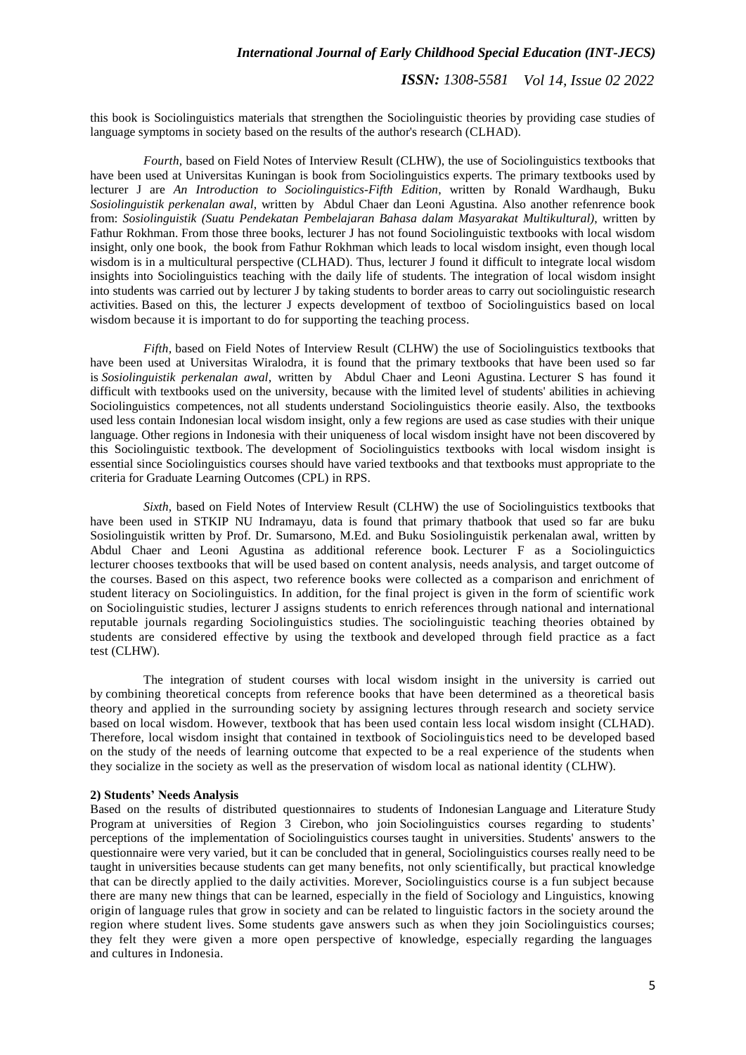this book is Sociolinguistics materials that strengthen the Sociolinguistic theories by providing case studies of language symptoms in society based on the results of the author's research (CLHAD).

*Fourth,* based on Field Notes of Interview Result (CLHW), the use of Sociolinguistics textbooks that have been used at Universitas Kuningan is book from Sociolinguistics experts. The primary textbooks used by lecturer J are *An Introduction to Sociolinguistics-Fifth Edition*, written by Ronald Wardhaugh, Buku *Sosiolinguistik perkenalan awal*, written by Abdul Chaer dan Leoni Agustina. Also another refenrence book from: *Sosiolinguistik (Suatu Pendekatan Pembelajaran Bahasa dalam Masyarakat Multikultural)*, written by Fathur Rokhman. From those three books, lecturer J has not found Sociolinguistic textbooks with local wisdom insight, only one book, the book from Fathur Rokhman which leads to local wisdom insight, even though local wisdom is in a multicultural perspective (CLHAD). Thus, lecturer J found it difficult to integrate local wisdom insights into Sociolinguistics teaching with the daily life of students. The integration of local wisdom insight into students was carried out by lecturer J by taking students to border areas to carry out sociolinguistic research activities. Based on this, the lecturer J expects development of textboo of Sociolinguistics based on local wisdom because it is important to do for supporting the teaching process.

*Fifth,* based on Field Notes of Interview Result (CLHW) the use of Sociolinguistics textbooks that have been used at Universitas Wiralodra, it is found that the primary textbooks that have been used so far is *Sosiolinguistik perkenalan awal*, written by Abdul Chaer and Leoni Agustina. Lecturer S has found it difficult with textbooks used on the university, because with the limited level of students' abilities in achieving Sociolinguistics competences, not all students understand Sociolinguistics theorie easily. Also, the textbooks used less contain Indonesian local wisdom insight, only a few regions are used as case studies with their unique language. Other regions in Indonesia with their uniqueness of local wisdom insight have not been discovered by this Sociolinguistic textbook. The development of Sociolinguistics textbooks with local wisdom insight is essential since Sociolinguistics courses should have varied textbooks and that textbooks must appropriate to the criteria for Graduate Learning Outcomes (CPL) in RPS.

*Sixth*, based on Field Notes of Interview Result (CLHW) the use of Sociolinguistics textbooks that have been used in STKIP NU Indramayu, data is found that primary thatbook that used so far are buku Sosiolinguistik written by Prof. Dr. Sumarsono, M.Ed. and Buku Sosiolinguistik perkenalan awal, written by Abdul Chaer and Leoni Agustina as additional reference book. Lecturer F as a Sociolinguictics lecturer chooses textbooks that will be used based on content analysis, needs analysis, and target outcome of the courses. Based on this aspect, two reference books were collected as a comparison and enrichment of student literacy on Sociolinguistics. In addition, for the final project is given in the form of scientific work on Sociolinguistic studies, lecturer J assigns students to enrich references through national and international reputable journals regarding Sociolinguistics studies. The sociolinguistic teaching theories obtained by students are considered effective by using the textbook and developed through field practice as a fact test (CLHW).

The integration of student courses with local wisdom insight in the university is carried out by combining theoretical concepts from reference books that have been determined as a theoretical basis theory and applied in the surrounding society by assigning lectures through research and society service based on local wisdom. However, textbook that has been used contain less local wisdom insight (CLHAD). Therefore, local wisdom insight that contained in textbook of Sociolinguistics need to be developed based on the study of the needs of learning outcome that expected to be a real experience of the students when they socialize in the society as well as the preservation of wisdom local as national identity (CLHW).

**2) Students' Needs Analysis**

Based on the results of distributed questionnaires to students of Indonesian Language and Literature Study Program at universities of Region 3 Cirebon, who join Sociolinguistics courses regarding to students' perceptions of the implementation of Sociolinguistics courses taught in universities. Students' answers to the questionnaire were very varied, but it can be concluded that in general, Sociolinguistics courses really need to be taught in universities because students can get many benefits, not only scientifically, but practical knowledge that can be directly applied to the daily activities. Morever, Sociolinguistics course is a fun subject because there are many new things that can be learned, especially in the field of Sociology and Linguistics, knowing origin of language rules that grow in society and can be related to linguistic factors in the society around the region where student lives. Some students gave answers such as when they join Sociolinguistics courses; they felt they were given a more open perspective of knowledge, especially regarding the languages and cultures in Indonesia.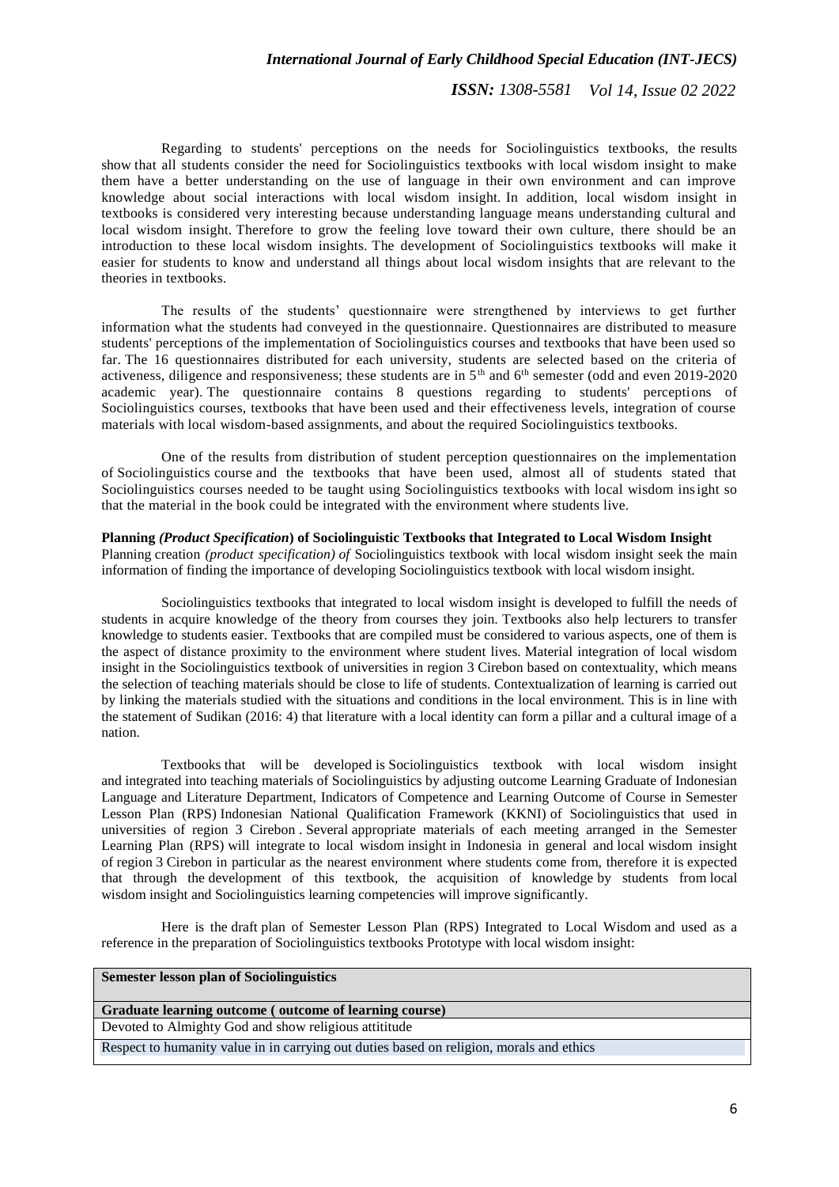Regarding to students' perceptions on the needs for Sociolinguistics textbooks, the results show that all students consider the need for Sociolinguistics textbooks with local wisdom insight to make them have a better understanding on the use of language in their own environment and can improve knowledge about social interactions with local wisdom insight. In addition, local wisdom insight in textbooks is considered very interesting because understanding language means understanding cultural and local wisdom insight. Therefore to grow the feeling love toward their own culture, there should be an introduction to these local wisdom insights. The development of Sociolinguistics textbooks will make it easier for students to know and understand all things about local wisdom insights that are relevant to the theories in textbooks.

The results of the students' questionnaire were strengthened by interviews to get further information what the students had conveyed in the questionnaire. Questionnaires are distributed to measure students' perceptions of the implementation of Sociolinguistics courses and textbooks that have been used so far. The 16 questionnaires distributed for each university, students are selected based on the criteria of activeness, diligence and responsiveness; these students are in 5th and 6th semester (odd and even 2019-2020 academic year). The questionnaire contains 8 questions regarding to students' perceptions of Sociolinguistics courses, textbooks that have been used and their effectiveness levels, integration of course materials with local wisdom-based assignments, and about the required Sociolinguistics textbooks.

One of the results from distribution of student perception questionnaires on the implementation of Sociolinguistics course and the textbooks that have been used, almost all of students stated that Sociolinguistics courses needed to be taught using Sociolinguistics textbooks with local wisdom insight so that the material in the book could be integrated with the environment where students live.

**Planning *(Product Specification)* of Sociolinguistic Textbooks that Integrated to Local Wisdom Insight**

Planning creation *(product specification) of* Sociolinguistics textbook with local wisdom insight seek the main information of finding the importance of developing Sociolinguistics textbook with local wisdom insight.

Sociolinguistics textbooks that integrated to local wisdom insight is developed to fulfill the needs of students in acquire knowledge of the theory from courses they join. Textbooks also help lecturers to transfer knowledge to students easier. Textbooks that are compiled must be considered to various aspects, one of them is the aspect of distance proximity to the environment where student lives. Material integration of local wisdom insight in the Sociolinguistics textbook of universities in region 3 Cirebon based on contextuality, which means the selection of teaching materials should be close to life of students. Contextualization of learning is carried out by linking the materials studied with the situations and conditions in the local environment. This is in line with the statement of Sudikan (2016: 4) that literature with a local identity can form a pillar and a cultural image of a nation.

Textbooks that will be developed is Sociolinguistics textbook with local wisdom insight and integrated into teaching materials of Sociolinguistics by adjusting outcome Learning Graduate of Indonesian Language and Literature Department, Indicators of Competence and Learning Outcome of Course in Semester Lesson Plan (RPS) Indonesian National Qualification Framework (KKNI) of Sociolinguistics that used in universities of region 3 Cirebon . Several appropriate materials of each meeting arranged in the Semester Learning Plan (RPS) will integrate to local wisdom insight in Indonesia in general and local wisdom insight of region 3 Cirebon in particular as the nearest environment where students come from, therefore it is expected that through the development of this textbook, the acquisition of knowledge by students from local wisdom insight and Sociolinguistics learning competencies will improve significantly.

Here is the draft plan of Semester Lesson Plan (RPS) Integrated to Local Wisdom and used as a reference in the preparation of Sociolinguistics textbooks Prototype with local wisdom insight:

| **Semester lesson plan of Sociolinguistics** |
|---|
| **Graduate learning outcome ( outcome of learning course)** |
| Devoted to Almighty God and show religious attititude |
| Respect to humanity value in in carrying out duties based on religion, morals and ethics |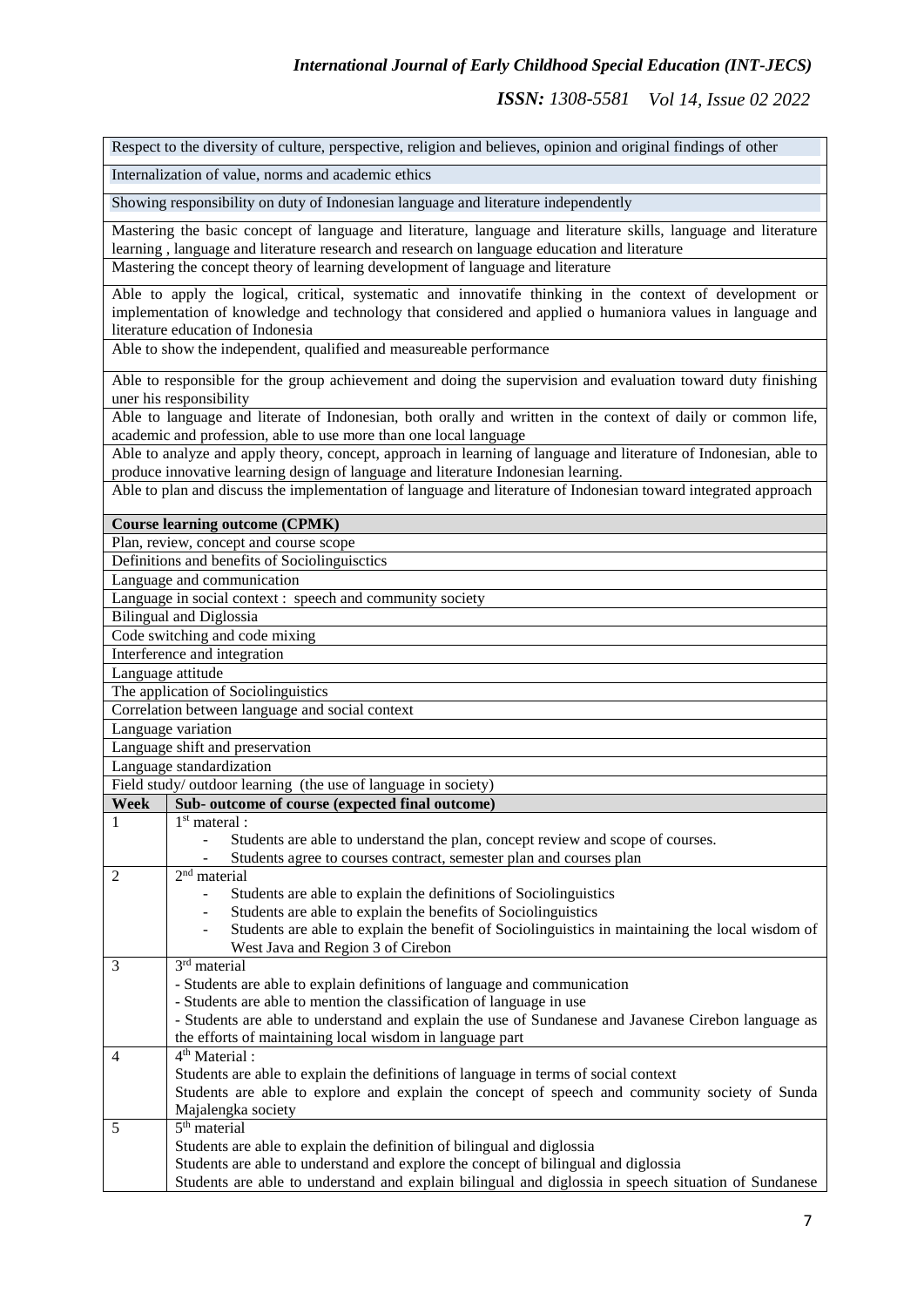| | |
|---|---|
| Respect to the diversity of culture, perspective, religion and believes, opinion and original findings of other | |
| Internalization of value, norms and academic ethics | |
| Showing responsibility on duty of Indonesian language and literature independently | |
| Mastering the basic concept of language and literature, language and literature skills, language and literature learning , language and literature research and research on language education and literature | |
| Mastering the concept theory of learning development of language and literature | |
| Able to apply the logical, critical, systematic and innovatife thinking in the context of development or implementation of knowledge and technology that considered and applied o humaniora values in language and literature education of Indonesia | |
| Able to show the independent, qualified and measureable performance | |
| Able to responsible for the group achievement and doing the supervision and evaluation toward duty finishing uner his responsibility | |
| Able to language and literate of Indonesian, both orally and written in the context of daily or common life, academic and profession, able to use more than one local language | |
| Able to analyze and apply theory, concept, approach in learning of language and literature of Indonesian, able to produce innovative learning design of language and literature Indonesian learning. | |
| Able to plan and discuss the implementation of language and literature of Indonesian toward integrated approach | |
| **Course learning outcome (CPMK)** | |
| Plan, review, concept and course scope | |
| Definitions and benefits of Sociolinguisctics | |
| Language and communication | |
| Language in social context : speech and community society | |
| Bilingual and Diglossia | |
| Code switching and code mixing | |
| Interference and integration | |
| Language attitude | |
| The application of Sociolinguistics | |
| Correlation between language and social context | |
| Language variation | |
| Language shift and preservation | |
| Language standardization | |
| Field study/ outdoor learning (the use of language in society) | |
| **Week** | **Sub- outcome of course (expected final outcome)** |
| 1 | 1st materal :<br>- Students are able to understand the plan, concept review and scope of courses.<br>- Students agree to courses contract, semester plan and courses plan |
| 2 | 2nd material<br>- Students are able to explain the definitions of Sociolinguistics<br>- Students are able to explain the benefits of Sociolinguistics<br>- Students are able to explain the benefit of Sociolinguistics in maintaining the local wisdom of West Java and Region 3 of Cirebon |
| 3 | 3rd material<br>- Students are able to explain definitions of language and communication<br>- Students are able to mention the classification of language in use<br>- Students are able to understand and explain the use of Sundanese and Javanese Cirebon language as the efforts of maintaining local wisdom in language part |
| 4 | 4th Material :<br>Students are able to explain the definitions of language in terms of social context<br>Students are able to explore and explain the concept of speech and community society of Sunda Majalengka society |
| 5 | 5th material<br>Students are able to explain the definition of bilingual and diglossia<br>Students are able to understand and explore the concept of bilingual and diglossia<br>Students are able to understand and explain bilingual and diglossia in speech situation of Sundanese |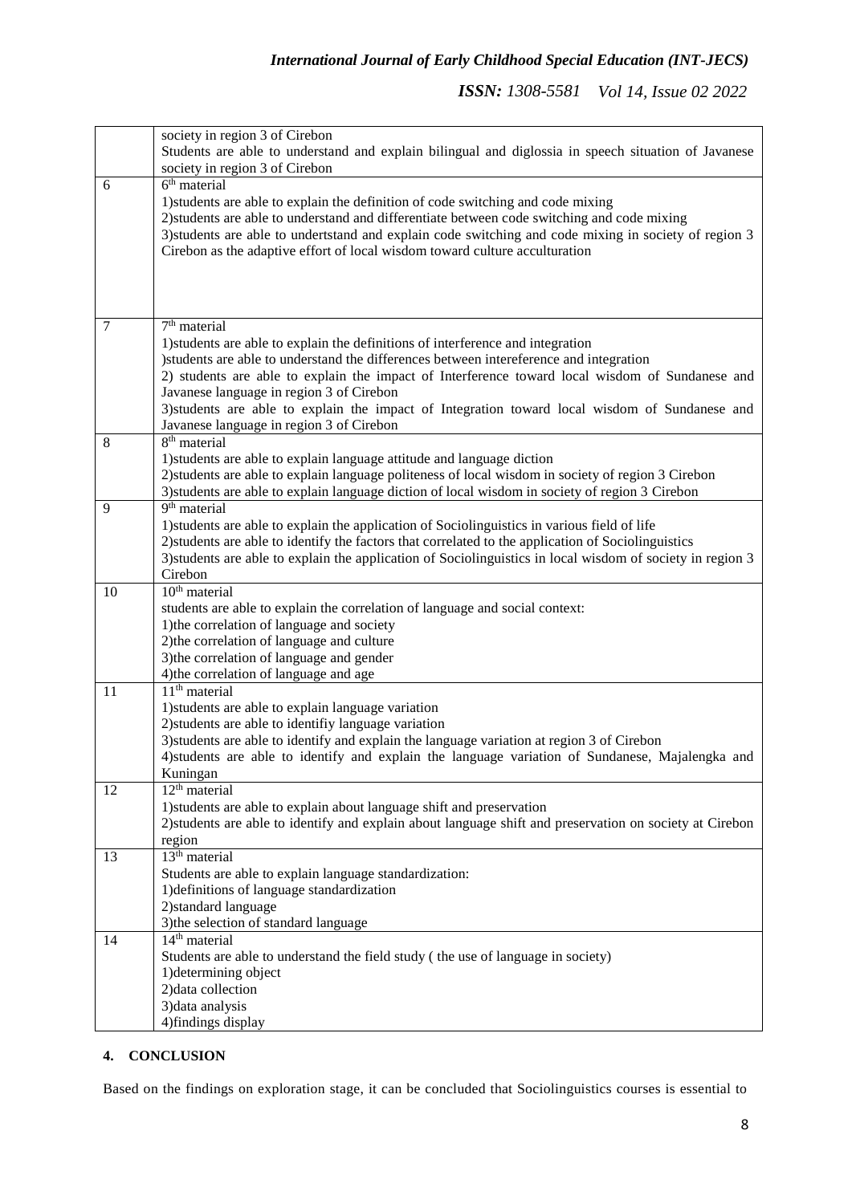| | |
|---|---|
| | society in region 3 of Cirebon<br>Students are able to understand and explain bilingual and diglossia in speech situation of Javanese society in region 3 of Cirebon |
| 6 | 6th material<br>1)students are able to explain the definition of code switching and code mixing<br>2)students are able to understand and differentiate between code switching and code mixing<br>3)students are able to undertstand and explain code switching and code mixing in society of region 3 Cirebon as the adaptive effort of local wisdom toward culture acculturation |
| 7 | 7th material<br>1)students are able to explain the definitions of interference and integration<br>)students are able to understand the differences between intereference and integration<br>2) students are able to explain the impact of Interference toward local wisdom of Sundanese and Javanese language in region 3 of Cirebon<br>3)students are able to explain the impact of Integration toward local wisdom of Sundanese and Javanese language in region 3 of Cirebon |
| 8 | 8th material<br>1)students are able to explain language attitude and language diction<br>2)students are able to explain language politeness of local wisdom in society of region 3 Cirebon<br>3)students are able to explain language diction of local wisdom in society of region 3 Cirebon |
| 9 | 9th material<br>1)students are able to explain the application of Sociolinguistics in various field of life<br>2)students are able to identify the factors that correlated to the application of Sociolinguistics<br>3)students are able to explain the application of Sociolinguistics in local wisdom of society in region 3 Cirebon |
| 10 | 10th material<br>students are able to explain the correlation of language and social context:<br>1)the correlation of language and society<br>2)the correlation of language and culture<br>3)the correlation of language and gender<br>4)the correlation of language and age |
| 11 | 11th material<br>1)students are able to explain language variation<br>2)students are able to identifiy language variation<br>3)students are able to identify and explain the language variation at region 3 of Cirebon<br>4)students are able to identify and explain the language variation of Sundanese, Majalengka and Kuningan |
| 12 | 12th material<br>1)students are able to explain about language shift and preservation<br>2)students are able to identify and explain about language shift and preservation on society at Cirebon region |
| 13 | 13th material<br>Students are able to explain language standardization:<br>1)definitions of language standardization<br>2)standard language<br>3)the selection of standard language |
| 14 | 14th material<br>Students are able to understand the field study ( the use of language in society)<br>1)determining object<br>2)data collection<br>3)data analysis<br>4)findings display |

## 4. CONCLUSION

Based on the findings on exploration stage, it can be concluded that Sociolinguistics courses is essential to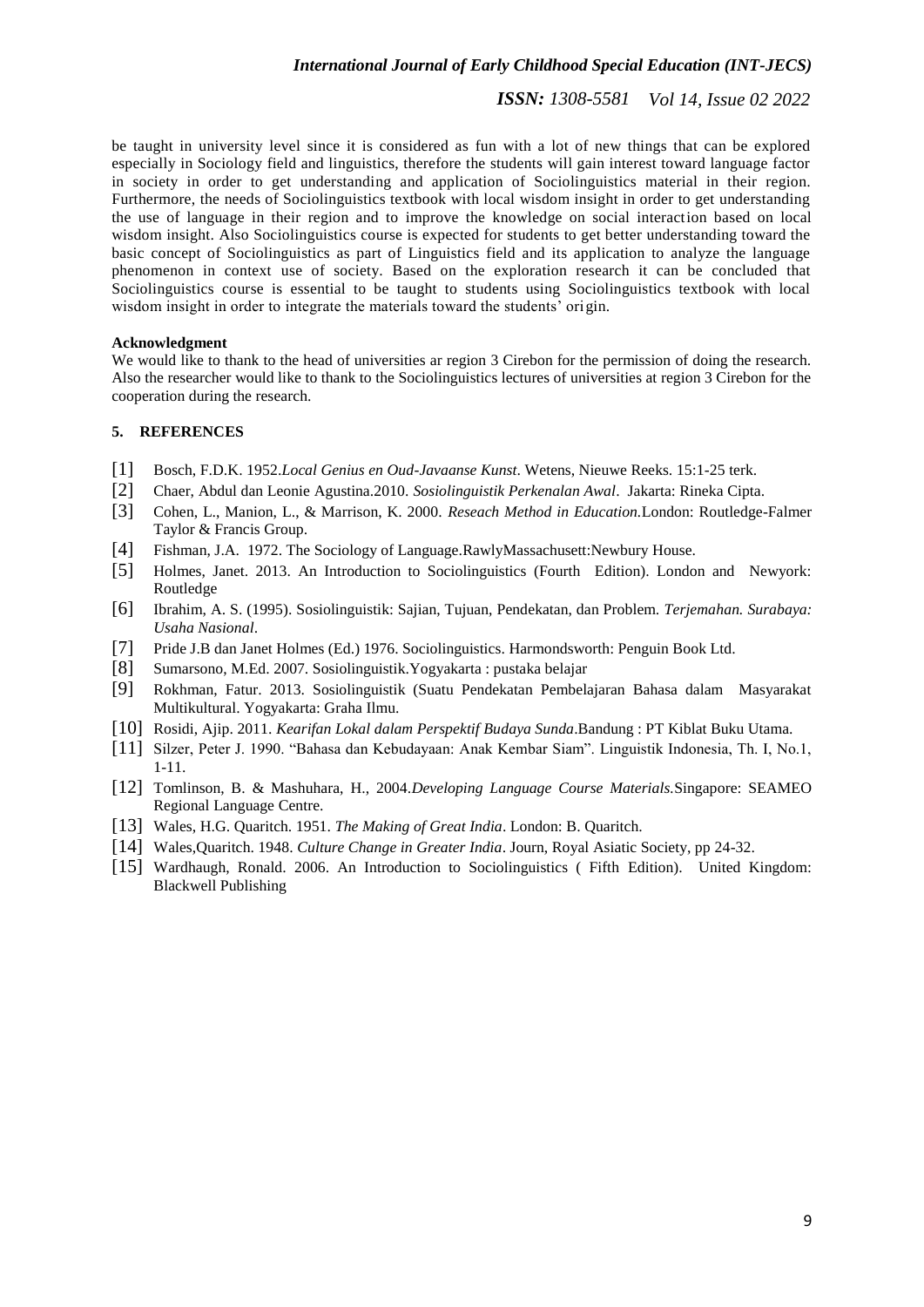be taught in university level since it is considered as fun with a lot of new things that can be explored especially in Sociology field and linguistics, therefore the students will gain interest toward language factor in society in order to get understanding and application of Sociolinguistics material in their region. Furthermore, the needs of Sociolinguistics textbook with local wisdom insight in order to get understanding the use of language in their region and to improve the knowledge on social interaction based on local wisdom insight. Also Sociolinguistics course is expected for students to get better understanding toward the basic concept of Sociolinguistics as part of Linguistics field and its application to analyze the language phenomenon in context use of society. Based on the exploration research it can be concluded that Sociolinguistics course is essential to be taught to students using Sociolinguistics textbook with local wisdom insight in order to integrate the materials toward the students' origin.

**Acknowledgment**

We would like to thank to the head of universities ar region 3 Cirebon for the permission of doing the research. Also the researcher would like to thank to the Sociolinguistics lectures of universities at region 3 Cirebon for the cooperation during the research.

## 5. REFERENCES

[1] Bosch, F.D.K. 1952.*Local Genius en Oud-Javaanse Kunst*. Wetens, Nieuwe Reeks. 15:1-25 terk.

[2] Chaer, Abdul dan Leonie Agustina.2010. *Sosiolinguistik Perkenalan Awal*. Jakarta: Rineka Cipta.

[3] Cohen, L., Manion, L., & Marrison, K. 2000. *Reseach Method in Education.*London: Routledge-Falmer Taylor & Francis Group.

[4] Fishman, J.A. 1972. The Sociology of Language.RawlyMassachusett:Newbury House.

[5] Holmes, Janet. 2013. An Introduction to Sociolinguistics (Fourth Edition). London and Newyork: Routledge

[6] Ibrahim, A. S. (1995). Sosiolinguistik: Sajian, Tujuan, Pendekatan, dan Problem. *Terjemahan. Surabaya: Usaha Nasional*.

[7] Pride J.B dan Janet Holmes (Ed.) 1976. Sociolinguistics. Harmondsworth: Penguin Book Ltd.

[8] Sumarsono, M.Ed. 2007. Sosiolinguistik.Yogyakarta : pustaka belajar

[9] Rokhman, Fatur. 2013. Sosiolinguistik (Suatu Pendekatan Pembelajaran Bahasa dalam Masyarakat Multikultural. Yogyakarta: Graha Ilmu.

[10] Rosidi, Ajip. 2011. *Kearifan Lokal dalam Perspektif Budaya Sunda*.Bandung : PT Kiblat Buku Utama.

[11] Silzer, Peter J. 1990. "Bahasa dan Kebudayaan: Anak Kembar Siam". Linguistik Indonesia, Th. I, No.1, 1-11.

[12] Tomlinson, B. & Mashuhara, H., 2004.*Developing Language Course Materials.*Singapore: SEAMEO Regional Language Centre.

[13] Wales, H.G. Quaritch. 1951. *The Making of Great India*. London: B. Quaritch.

[14] Wales,Quaritch. 1948. *Culture Change in Greater India*. Journ, Royal Asiatic Society, pp 24-32.

[15] Wardhaugh, Ronald. 2006. An Introduction to Sociolinguistics ( Fifth Edition). United Kingdom: Blackwell Publishing